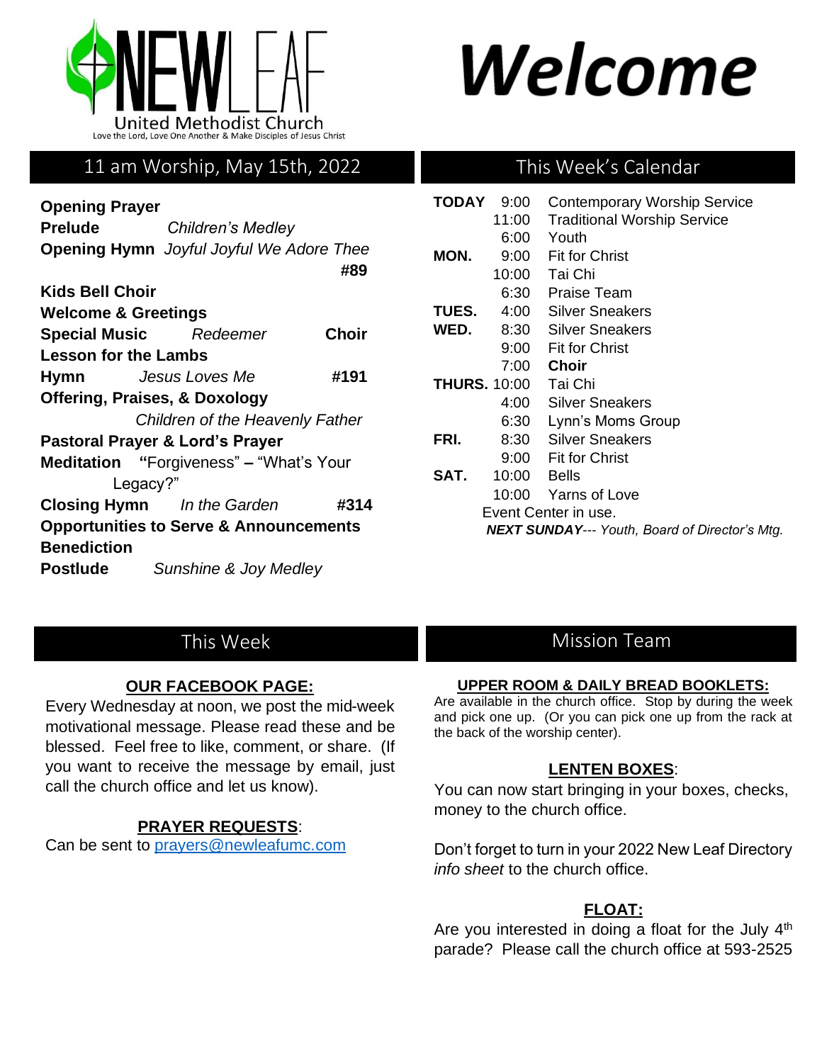# NEWLEAF

United Methodist Church

Love the Lord, Love One Another & Make Disciples of Jesus Christ

# Welcome

## 11 am Worship, May 15th, 2022

**Opening Prayer**

**Prelude** *Children's Medley*

**Opening Hymn** *Joyful Joyful We Adore Thee* **#89**

**Kids Bell Choir**

**Welcome & Greetings**

**Special Music** *Redeemer* **Choir**

**Lesson for the Lambs**

**Hymn** *Jesus Loves Me* **#191**

**Offering, Praises, & Doxology**

*Children of the Heavenly Father*

**Pastoral Prayer & Lord's Prayer**

**Meditation** **"**Forgiveness" **–** "What's Your Legacy?"

**Closing Hymn** *In the Garden* **#314**

**Opportunities to Serve & Announcements**

**Benediction**

**Postlude** *Sunshine & Joy Medley*

## This Week's Calendar

| | | |
|---|---|---|
| **TODAY** | 9:00 | Contemporary Worship Service |
| | 11:00 | Traditional Worship Service |
| | 6:00 | Youth |
| **MON.** | 9:00 | Fit for Christ |
| | 10:00 | Tai Chi |
| | 6:30 | Praise Team |
| **TUES.** | 4:00 | Silver Sneakers |
| **WED.** | 8:30 | Silver Sneakers |
| | 9:00 | Fit for Christ |
| | 7:00 | **Choir** |
| **THURS.** | 10:00 | Tai Chi |
| | 4:00 | Silver Sneakers |
| | 6:30 | Lynn's Moms Group |
| **FRI.** | 8:30 | Silver Sneakers |
| | 9:00 | Fit for Christ |
| **SAT.** | 10:00 | Bells |
| | 10:00 | Yarns of Love |

Event Center in use.

***NEXT SUNDAY****--- Youth, Board of Director's Mtg.*

## This Week

**OUR FACEBOOK PAGE:**

Every Wednesday at noon, we post the mid-week motivational message. Please read these and be blessed. Feel free to like, comment, or share. (If you want to receive the message by email, just call the church office and let us know).

**PRAYER REQUESTS**:

Can be sent to prayers@newleafumc.com

## Mission Team

**UPPER ROOM & DAILY BREAD BOOKLETS:**

Are available in the church office. Stop by during the week and pick one up. (Or you can pick one up from the rack at the back of the worship center).

**LENTEN BOXES**:

You can now start bringing in your boxes, checks, money to the church office.

Don't forget to turn in your 2022 New Leaf Directory *info sheet* to the church office.

**FLOAT:**

Are you interested in doing a float for the July 4th parade? Please call the church office at 593-2525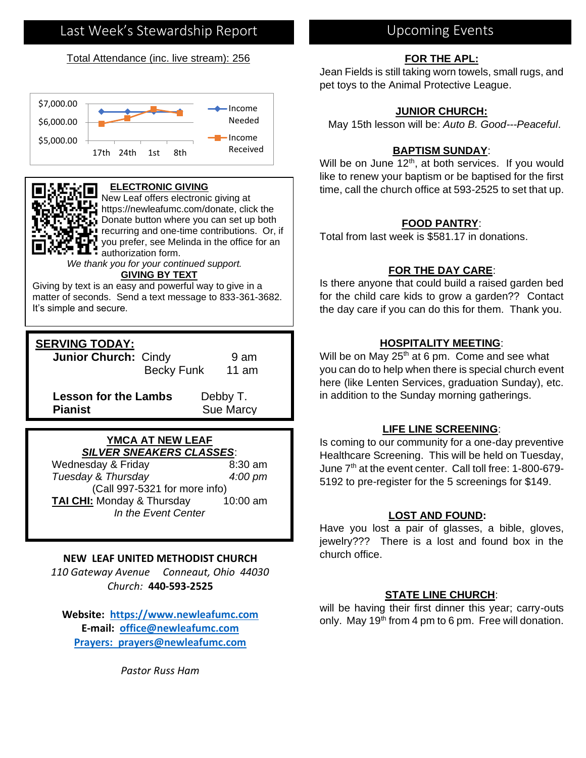## Last Week's Stewardship Report

Total Attendance (inc. live stream): 256

$7,000.00
$6,000.00
$5,000.00
17th 24th 1st 8th
Income Needed
Income Received

### ELECTRONIC GIVING

New Leaf offers electronic giving at https://newleafumc.com/donate, click the Donate button where you can set up both recurring and one-time contributions. Or, if you prefer, see Melinda in the office for an authorization form.

*We thank you for your continued support.*

### GIVING BY TEXT

Giving by text is an easy and powerful way to give in a matter of seconds. Send a text message to 833-361-3682. It's simple and secure.

### SERVING TODAY:

| | | |
|---|---|---|
| **Junior Church:** | Cindy | 9 am |
| | Becky Funk | 11 am |
| **Lesson for the Lambs** | Debby T. | |
| **Pianist** | Sue Marcy | |

### YMCA AT NEW LEAF

***SILVER SNEAKERS CLASSES***:

| | |
|---|---|
| Wednesday & Friday | 8:30 am |
| *Tuesday & Thursday* | *4:00 pm* |

(Call 997-5321 for more info)

**TAI CHI:** Monday & Thursday 10:00 am

*In the Event Center*

**NEW LEAF UNITED METHODIST CHURCH**

*110 Gateway Avenue Conneaut, Ohio 44030*

*Church:* **440-593-2525**

**Website:** **https://www.newleafumc.com**

**E-mail:** **office@newleafumc.com**

**Prayers: prayers@newleafumc.com**

*Pastor Russ Ham*

## Upcoming Events

### FOR THE APL:

Jean Fields is still taking worn towels, small rugs, and pet toys to the Animal Protective League.

### JUNIOR CHURCH:

May 15th lesson will be: *Auto B. Good---Peaceful*.

### BAPTISM SUNDAY:

Will be on June 12th, at both services. If you would like to renew your baptism or be baptised for the first time, call the church office at 593-2525 to set that up.

### FOOD PANTRY:

Total from last week is $581.17 in donations.

### FOR THE DAY CARE:

Is there anyone that could build a raised garden bed for the child care kids to grow a garden?? Contact the day care if you can do this for them. Thank you.

### HOSPITALITY MEETING:

Will be on May 25th at 6 pm. Come and see what you can do to help when there is special church event here (like Lenten Services, graduation Sunday), etc. in addition to the Sunday morning gatherings.

### LIFE LINE SCREENING:

Is coming to our community for a one-day preventive Healthcare Screening. This will be held on Tuesday, June 7th at the event center. Call toll free: 1-800-679-5192 to pre-register for the 5 screenings for $149.

### LOST AND FOUND:

Have you lost a pair of glasses, a bible, gloves, jewelry??? There is a lost and found box in the church office.

### STATE LINE CHURCH:

will be having their first dinner this year; carry-outs only. May 19th from 4 pm to 6 pm. Free will donation.